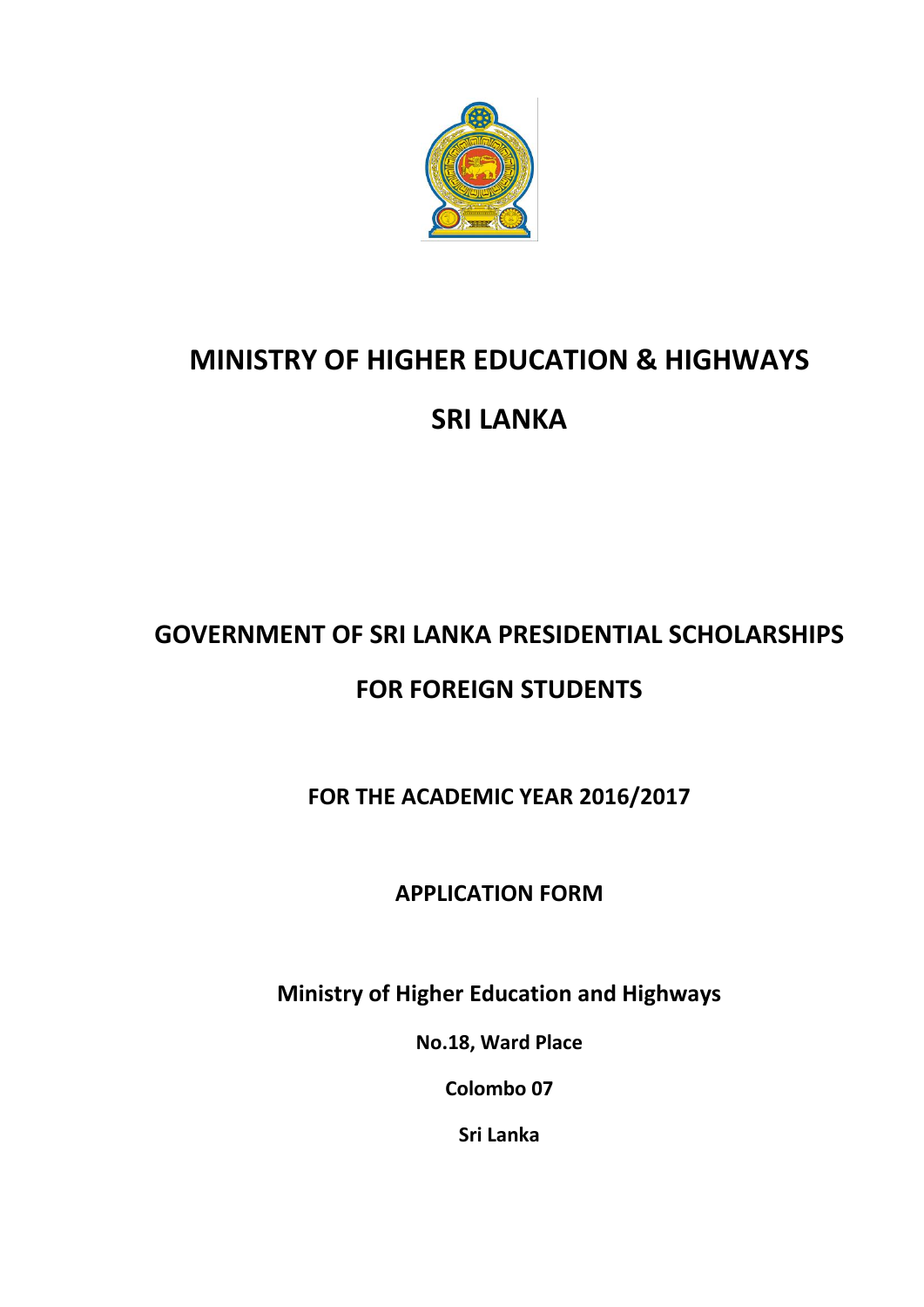# MINISTRY OF HIGHER EDUCATION & HIGHWAYS

# SRI LANKA

## GOVERNMENT OF SRI LANKA PRESIDENTIAL SCHOLARSHIPS FOR FOREIGN STUDENTS

### FOR THE ACADEMIC YEAR 2016/2017

### APPLICATION FORM

**Ministry of Higher Education and Highways**

**No.18, Ward Place**

**Colombo 07**

**Sri Lanka**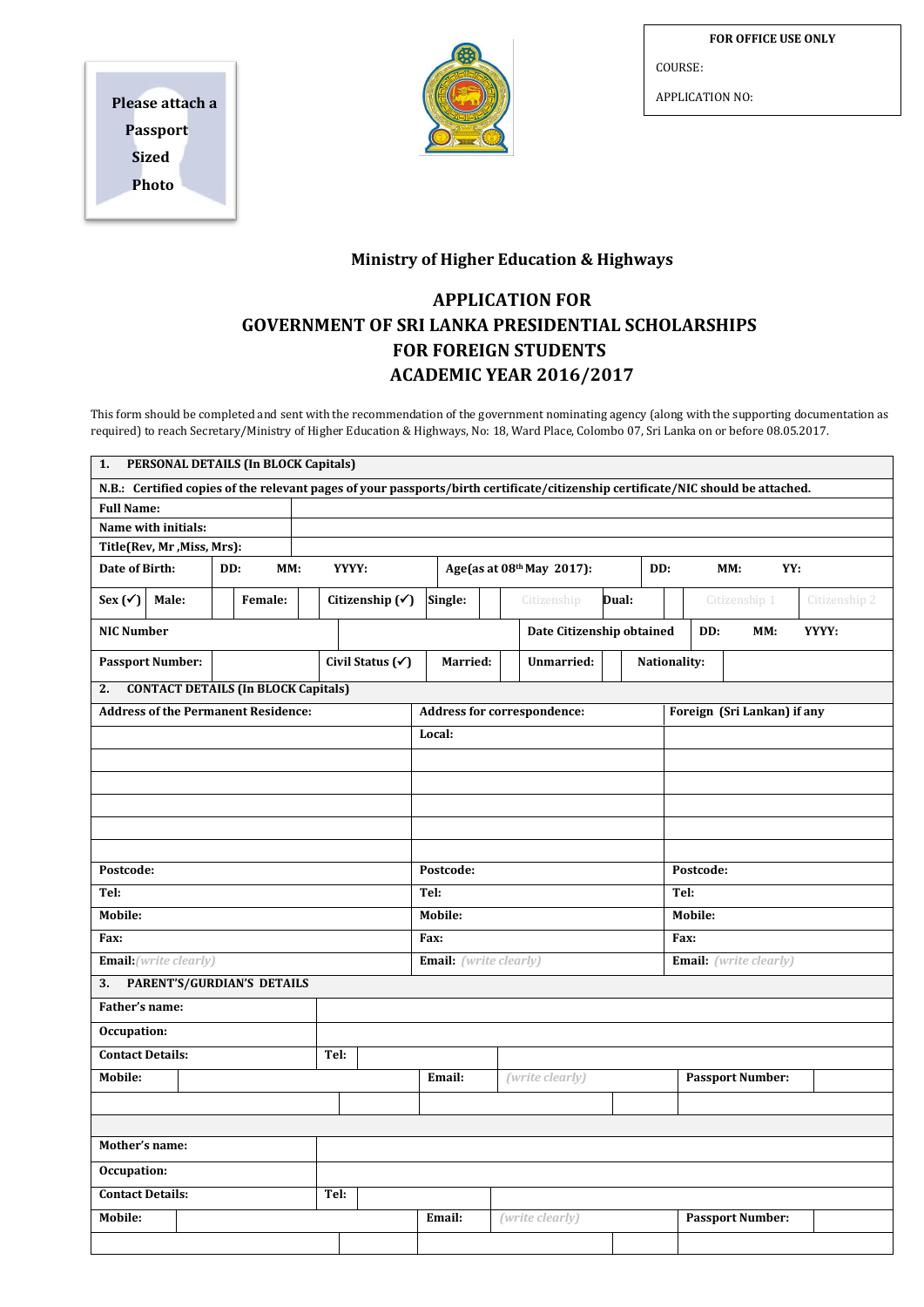Please attach a Passport Sized Photo

| FOR OFFICE USE ONLY |
|---|
| COURSE: |
| APPLICATION NO: |

## Ministry of Higher Education & Highways

# APPLICATION FOR GOVERNMENT OF SRI LANKA PRESIDENTIAL SCHOLARSHIPS FOR FOREIGN STUDENTS ACADEMIC YEAR 2016/2017

This form should be completed and sent with the recommendation of the government nominating agency (along with the supporting documentation as required) to reach Secretary/Ministry of Higher Education & Highways, No: 18, Ward Place, Colombo 07, Sri Lanka on or before 08.05.2017.

| **1. PERSONAL DETAILS (In BLOCK Capitals)** | | | | | | | | | | | |
|---|---|---|---|---|---|---|---|---|---|---|---|
| **N.B.: Certified copies of the relevant pages of your passports/birth certificate/citizenship certificate/NIC should be attached.** | | | | | | | | | | | |
| **Full Name:** | | | | | | | | | | | |
| **Name with initials:** | | | | | | | | | | | |
| **Title(Rev, Mr ,Miss, Mrs):** | | | | | | | | | | | |
| **Date of Birth:** | **DD: MM: YYYY:** | | **Age(as at 08th May 2017):** | | | **DD: MM: YY:** | | | | | |
| **Sex (✓)** | **Male:** | | **Female:** | | **Citizenship (✓)** | **Single:** | | Citizenship | **Dual:** | Citizenship 1 | Citizenship 2 |
| **NIC Number** | | | | **Date Citizenship obtained** | | **DD: MM: YYYY:** | | | | | |
| **Passport Number:** | | **Civil Status (✓)** | **Married:** | | **Unmarried:** | | **Nationality:** | | | | |

| **2. CONTACT DETAILS (In BLOCK Capitals)** | | |
|---|---|---|
| **Address of the Permanent Residence:** | **Address for correspondence:** | **Foreign (Sri Lankan) if any** |
| | **Local:** | |
| | | |
| | | |
| | | |
| | | |
| | | |
| **Postcode:** | **Postcode:** | **Postcode:** |
| **Tel:** | **Tel:** | **Tel:** |
| **Mobile:** | **Mobile:** | **Mobile:** |
| **Fax:** | **Fax:** | **Fax:** |
| **Email:** *(write clearly)* | **Email:** *(write clearly)* | **Email:** *(write clearly)* |

| **3. PARENT'S/GURDIAN'S DETAILS** | | | | | |
|---|---|---|---|---|---|
| **Father's name:** | | | | | |
| **Occupation:** | | | | | |
| **Contact Details:** | **Tel:** | | | | |
| **Mobile:** | | **Email:** | *(write clearly)* | **Passport Number:** | |
| | | | | | |
| | | | | | |
| **Mother's name:** | | | | | |
| **Occupation:** | | | | | |
| **Contact Details:** | **Tel:** | | | | |
| **Mobile:** | | **Email:** | *(write clearly)* | **Passport Number:** | |
| | | | | | |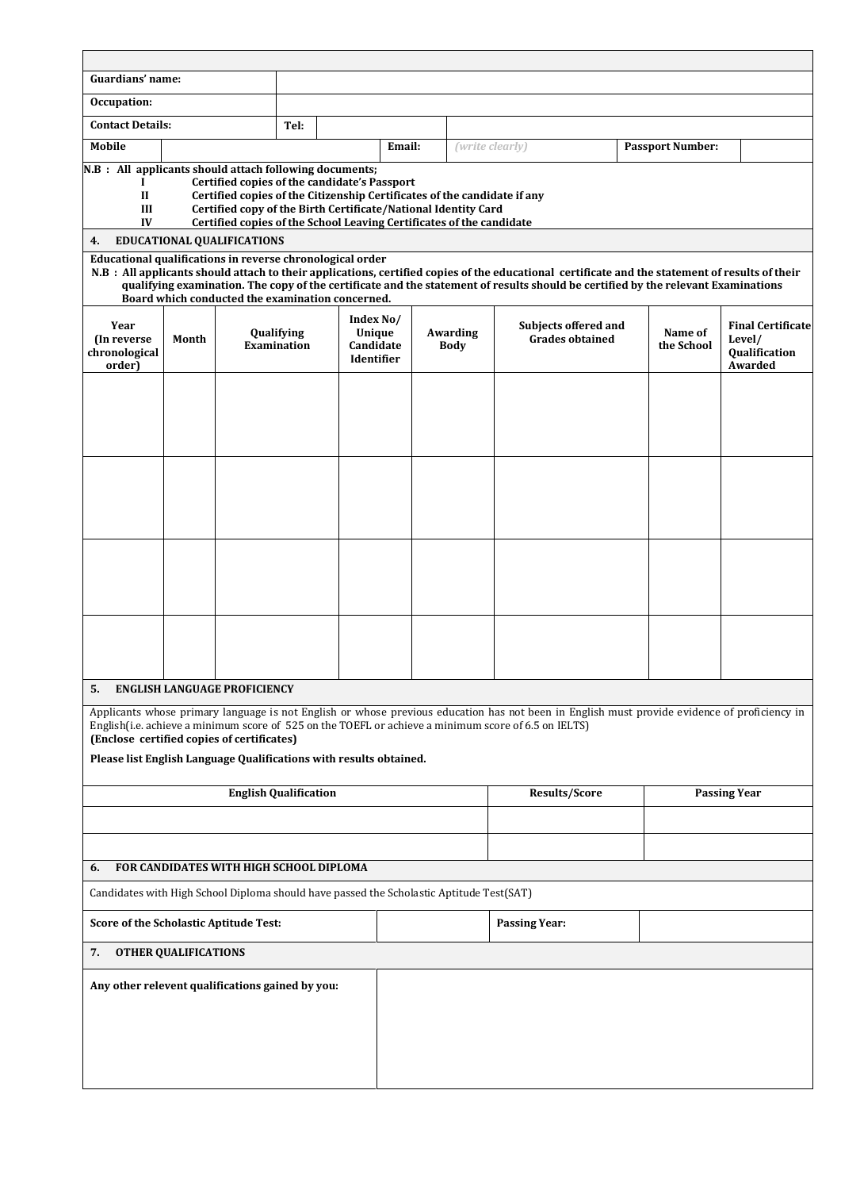| | | | | | | | |
|---|---|---|---|---|---|---|---|
| **Guardians' name:** | | | | | | | |
| **Occupation:** | | | | | | | |
| **Contact Details:** | **Tel:** | | | | | | |
| **Mobile** | | **Email:** | *(write clearly)* | | **Passport Number:** | | |

**N.B : All applicants should attach following documents;**

- **I** **Certified copies of the candidate's Passport**
- **II** **Certified copies of the Citizenship Certificates of the candidate if any**
- **III** **Certified copy of the Birth Certificate/National Identity Card**
- **IV** **Certified copies of the School Leaving Certificates of the candidate**

## 4. EDUCATIONAL QUALIFICATIONS

**Educational qualifications in reverse chronological order**

**N.B : All applicants should attach to their applications, certified copies of the educational certificate and the statement of results of their qualifying examination. The copy of the certificate and the statement of results should be certified by the relevant Examinations Board which conducted the examination concerned.**

| Year (In reverse chronological order) | Month | Qualifying Examination | Index No/ Unique Candidate Identifier | Awarding Body | Subjects offered and Grades obtained | Name of the School | Final Certificate Level/ Qualification Awarded |
|---|---|---|---|---|---|---|---|
| | | | | | | | |
| | | | | | | | |
| | | | | | | | |
| | | | | | | | |

## 5. ENGLISH LANGUAGE PROFICIENCY

Applicants whose primary language is not English or whose previous education has not been in English must provide evidence of proficiency in English(i.e. achieve a minimum score of 525 on the TOEFL or achieve a minimum score of 6.5 on IELTS)

**(Enclose certified copies of certificates)**

**Please list English Language Qualifications with results obtained.**

| English Qualification | Results/Score | Passing Year |
|---|---|---|
| | | |
| | | |

## 6. FOR CANDIDATES WITH HIGH SCHOOL DIPLOMA

Candidates with High School Diploma should have passed the Scholastic Aptitude Test(SAT)

| | | | |
|---|---|---|---|
| **Score of the Scholastic Aptitude Test:** | | **Passing Year:** | |

## 7. OTHER QUALIFICATIONS

| | |
|---|---|
| **Any other relevent qualifications gained by you:** | |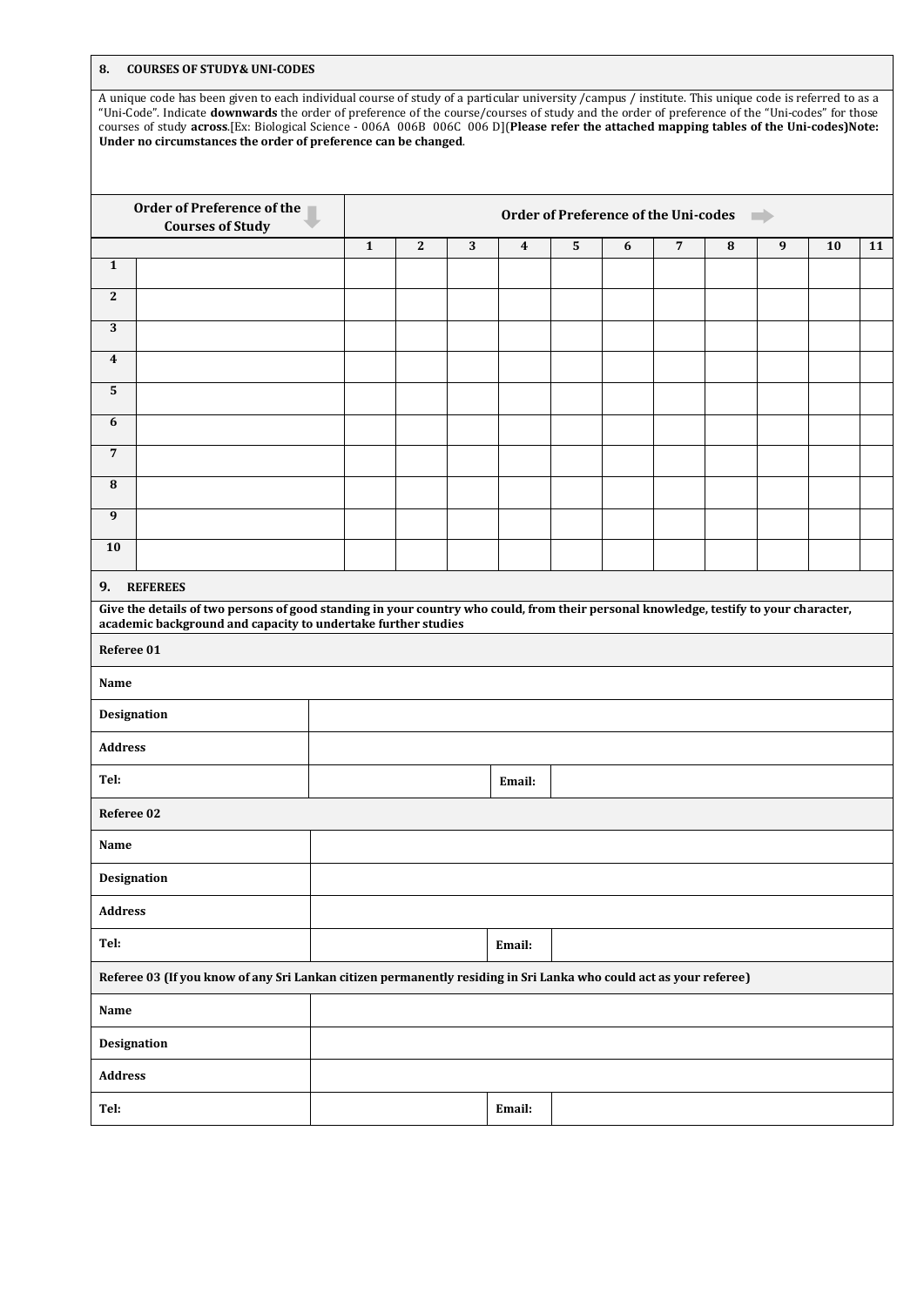## 8. COURSES OF STUDY& UNI-CODES

A unique code has been given to each individual course of study of a particular university /campus / institute. This unique code is referred to as a "Uni-Code". Indicate **downwards** the order of preference of the course/courses of study and the order of preference of the "Uni-codes" for those courses of study **across**.[Ex: Biological Science - 006A 006B 006C 006 D](**Please refer the attached mapping tables of the Uni-codes)Note: Under no circumstances the order of preference can be changed**.

| Order of Preference of the Courses of Study | | Order of Preference of the Uni-codes | | | | | | | | | | |
|---|---|---|---|---|---|---|---|---|---|---|---|---|
| | | 1 | 2 | 3 | 4 | 5 | 6 | 7 | 8 | 9 | 10 | 11 |
| 1 | | | | | | | | | | | | |
| 2 | | | | | | | | | | | | |
| 3 | | | | | | | | | | | | |
| 4 | | | | | | | | | | | | |
| 5 | | | | | | | | | | | | |
| 6 | | | | | | | | | | | | |
| 7 | | | | | | | | | | | | |
| 8 | | | | | | | | | | | | |
| 9 | | | | | | | | | | | | |
| 10 | | | | | | | | | | | | |

## 9. REFEREES

**Give the details of two persons of good standing in your country who could, from their personal knowledge, testify to your character, academic background and capacity to undertake further studies**

| **Referee 01** | | | |
|---|---|---|---|
| **Name** | | | |
| **Designation** | | | |
| **Address** | | | |
| **Tel:** | | **Email:** | |

| **Referee 02** | | | |
|---|---|---|---|
| **Name** | | | |
| **Designation** | | | |
| **Address** | | | |
| **Tel:** | | **Email:** | |

| **Referee 03 (If you know of any Sri Lankan citizen permanently residing in Sri Lanka who could act as your referee)** | | | |
|---|---|---|---|
| **Name** | | | |
| **Designation** | | | |
| **Address** | | | |
| **Tel:** | | **Email:** | |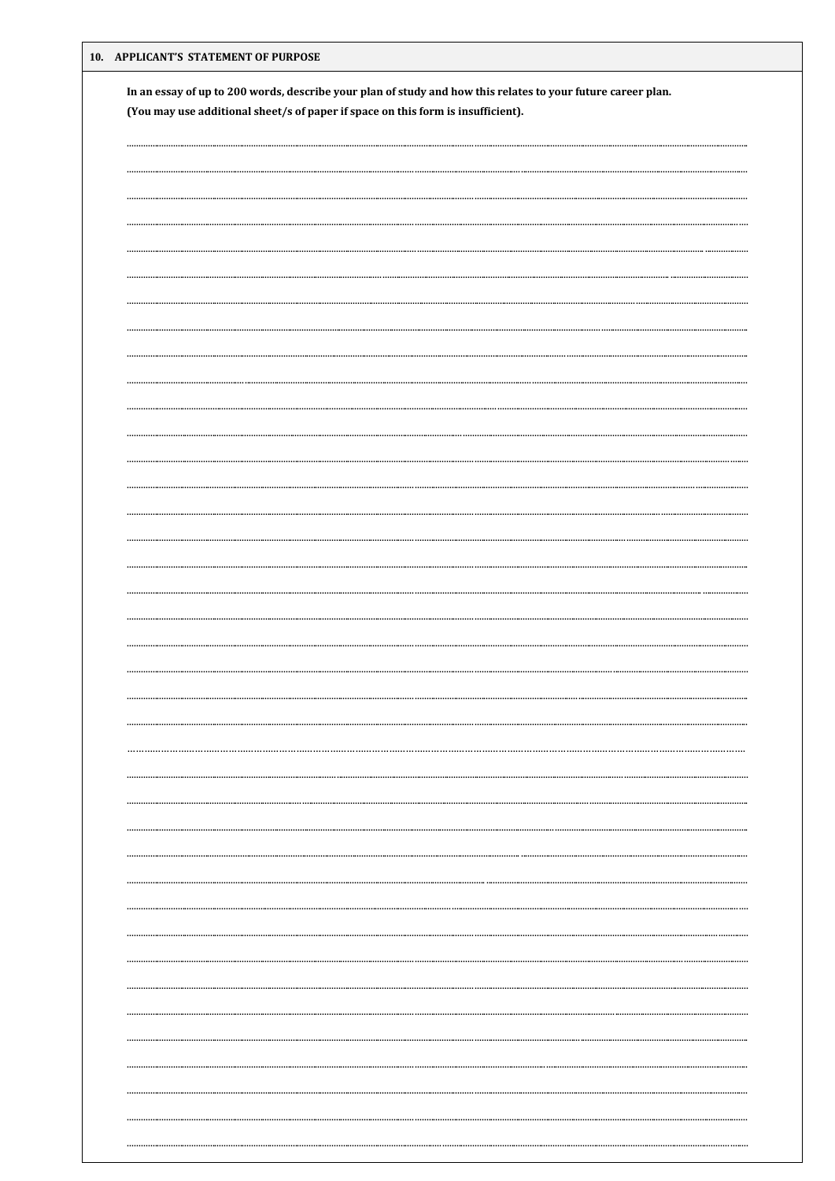## 10. APPLICANT'S STATEMENT OF PURPOSE

**In an essay of up to 200 words, describe your plan of study and how this relates to your future career plan.**
**(You may use additional sheet/s of paper if space on this form is insufficient).**

.....................................................................................................................................................................................................................

.....................................................................................................................................................................................................................

.....................................................................................................................................................................................................................

.....................................................................................................................................................................................................................

.....................................................................................................................................................................................................................

.....................................................................................................................................................................................................................

.....................................................................................................................................................................................................................

.....................................................................................................................................................................................................................

.....................................................................................................................................................................................................................

.....................................................................................................................................................................................................................

.....................................................................................................................................................................................................................

.....................................................................................................................................................................................................................

.....................................................................................................................................................................................................................

.....................................................................................................................................................................................................................

.....................................................................................................................................................................................................................

.....................................................................................................................................................................................................................

.....................................................................................................................................................................................................................

.....................................................................................................................................................................................................................

.....................................................................................................................................................................................................................

.....................................................................................................................................................................................................................

.....................................................................................................................................................................................................................

.....................................................................................................................................................................................................................

.....................................................................................................................................................................................................................

.....................................................................................................................................................................................................................

.....................................................................................................................................................................................................................

.....................................................................................................................................................................................................................

.....................................................................................................................................................................................................................

.....................................................................................................................................................................................................................

.....................................................................................................................................................................................................................

.....................................................................................................................................................................................................................

.....................................................................................................................................................................................................................

.....................................................................................................................................................................................................................

.....................................................................................................................................................................................................................

.....................................................................................................................................................................................................................

.....................................................................................................................................................................................................................

.....................................................................................................................................................................................................................

.....................................................................................................................................................................................................................

.....................................................................................................................................................................................................................

.....................................................................................................................................................................................................................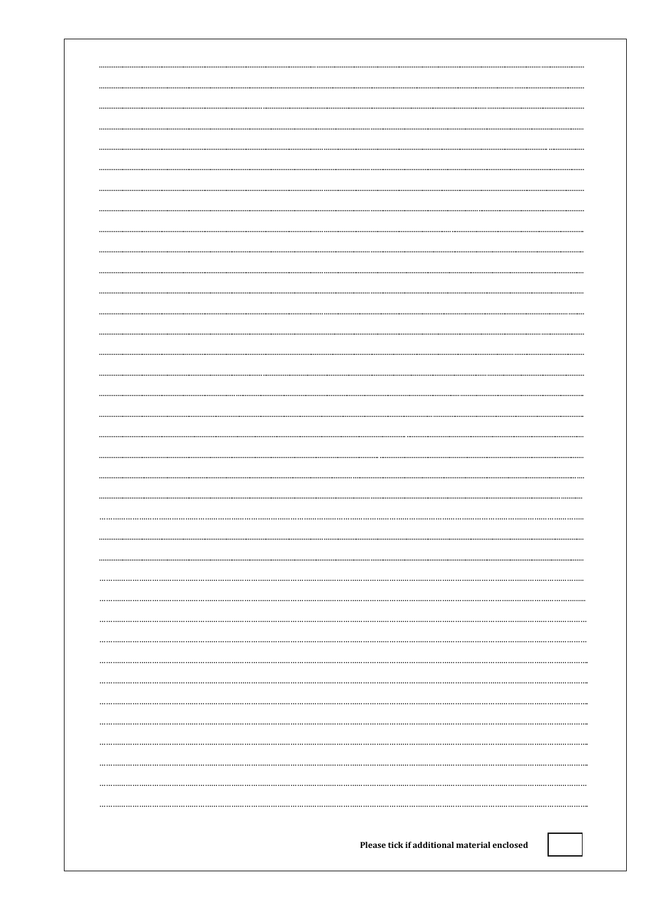**Please tick if additional material enclosed**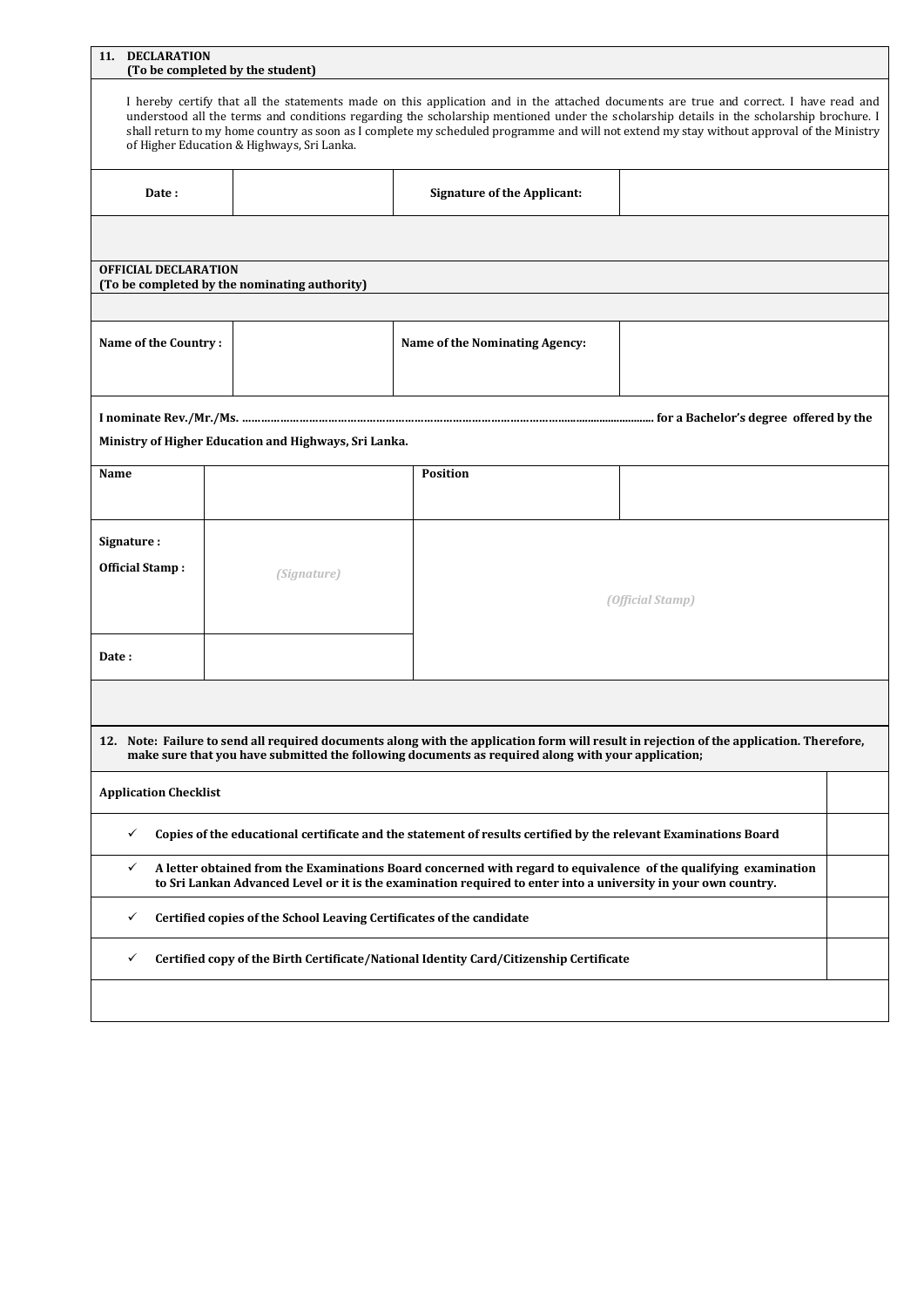## 11. DECLARATION
**(To be completed by the student)**

I hereby certify that all the statements made on this application and in the attached documents are true and correct. I have read and understood all the terms and conditions regarding the scholarship mentioned under the scholarship details in the scholarship brochure. I shall return to my home country as soon as I complete my scheduled programme and will not extend my stay without approval of the Ministry of Higher Education & Highways, Sri Lanka.

| **Date :** | | **Signature of the Applicant:** | |
|---|---|---|---|

**OFFICIAL DECLARATION**
**(To be completed by the nominating authority)**

| **Name of the Country :** | | **Name of the Nominating Agency:** | |
|---|---|---|---|

**I nominate Rev./Mr./Ms. .................................................................................................................................. for a Bachelor's degree offered by the Ministry of Higher Education and Highways, Sri Lanka.**

| **Name** | | **Position** | |
|---|---|---|---|
| **Signature :** **Official Stamp :** | *(Signature)* | *(Official Stamp)* | |
| **Date :** | | | |

**12. Note: Failure to send all required documents along with the application form will result in rejection of the application. Therefore, make sure that you have submitted the following documents as required along with your application;**

| **Application Checklist** | |
|---|---|
| ✓ **Copies of the educational certificate and the statement of results certified by the relevant Examinations Board** | |
| ✓ **A letter obtained from the Examinations Board concerned with regard to equivalence of the qualifying examination to Sri Lankan Advanced Level or it is the examination required to enter into a university in your own country.** | |
| ✓ **Certified copies of the School Leaving Certificates of the candidate** | |
| ✓ **Certified copy of the Birth Certificate/National Identity Card/Citizenship Certificate** | |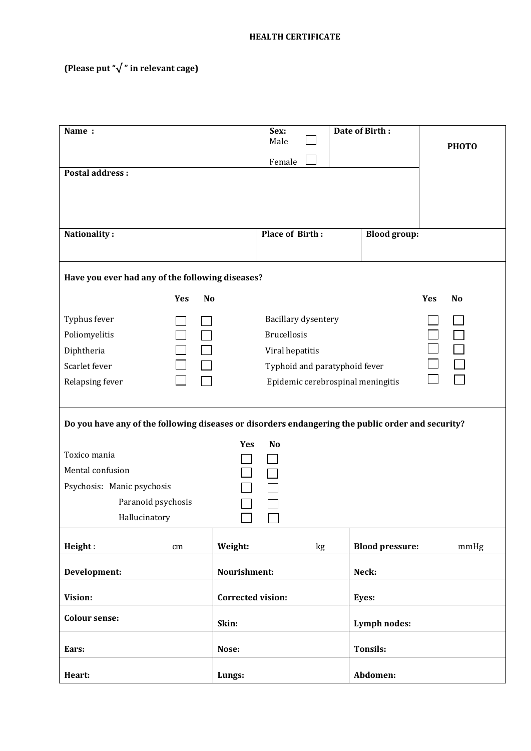**HEALTH CERTIFICATE**

**(Please put "√ " in relevant cage)**

| **Name :** | **Sex:** Male ☐ Female ☐ | **Date of Birth :** | **PHOTO** |
|---|---|---|---|
| **Postal address :** | | | |

| **Nationality :** | **Place of Birth :** | **Blood group:** |
|---|---|---|

**Have you ever had any of the following diseases?**

| | Yes | No | | Yes | No |
|---|---|---|---|---|---|
| Typhus fever | ☐ | ☐ | Bacillary dysentery | ☐ | ☐ |
| Poliomyelitis | ☐ | ☐ | Brucellosis | ☐ | ☐ |
| Diphtheria | ☐ | ☐ | Viral hepatitis | ☐ | ☐ |
| Scarlet fever | ☐ | ☐ | Typhoid and paratyphoid fever | ☐ | ☐ |
| Relapsing fever | ☐ | ☐ | Epidemic cerebrospinal meningitis | ☐ | ☐ |

**Do you have any of the following diseases or disorders endangering the public order and security?**

| | Yes | No |
|---|---|---|
| Toxico mania | ☐ | ☐ |
| Mental confusion | ☐ | ☐ |
| Psychosis: Manic psychosis | ☐ | ☐ |
| Paranoid psychosis | ☐ | ☐ |
| Hallucinatory | ☐ | ☐ |

| **Height** : cm | **Weight:** kg | **Blood pressure:** mmHg |
|---|---|---|
| **Development:** | **Nourishment:** | **Neck:** |
| **Vision:** | **Corrected vision:** | **Eyes:** |
| **Colour sense:** | **Skin:** | **Lymph nodes:** |
| **Ears:** | **Nose:** | **Tonsils:** |
| **Heart:** | **Lungs:** | **Abdomen:** |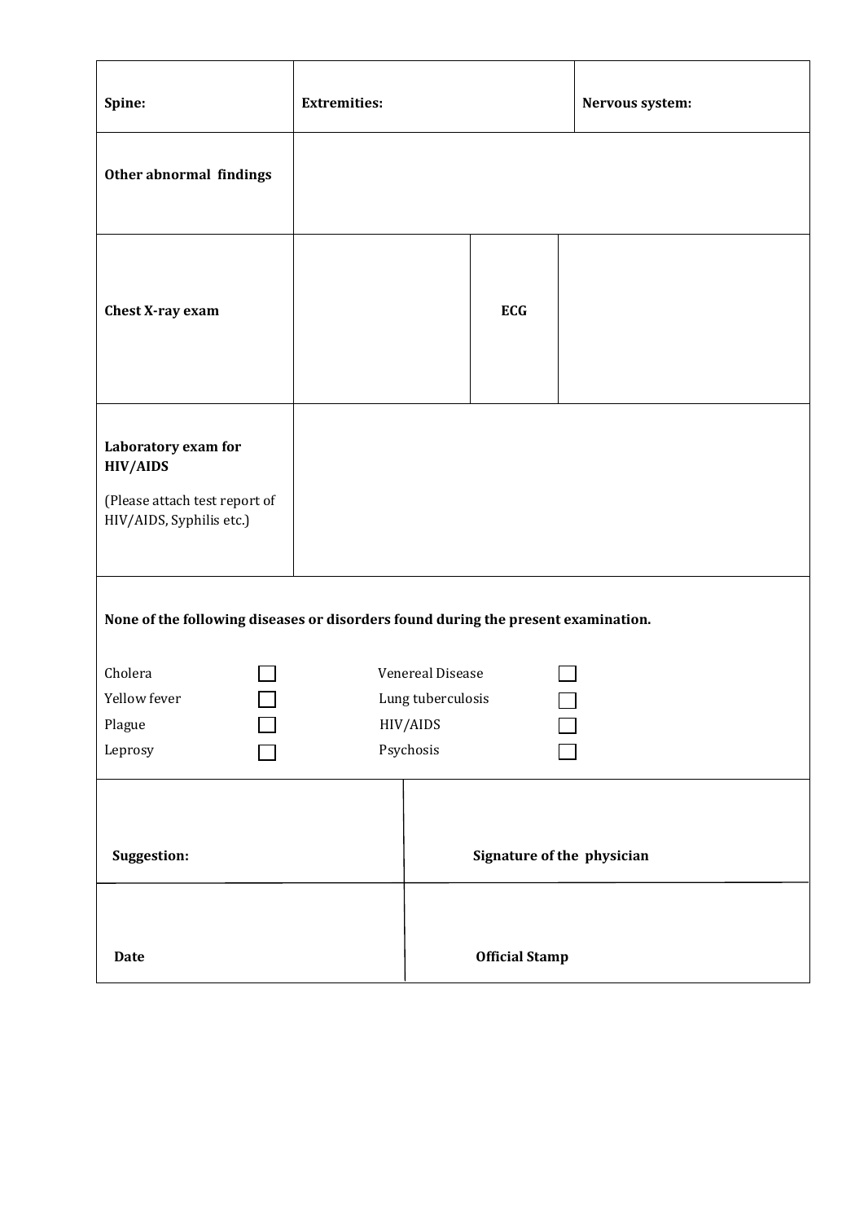| | | | |
|---|---|---|---|
| **Spine:** | **Extremities:** | | **Nervous system:** |
| **Other abnormal findings** | | | |
| **Chest X-ray exam** | | **ECG** | |
| **Laboratory exam for HIV/AIDS**<br><br>(Please attach test report of HIV/AIDS, Syphilis etc.) | | | |

**None of the following diseases or disorders found during the present examination.**

| | | | |
|---|---|---|---|
| Cholera | ☐ | Venereal Disease | ☐ |
| Yellow fever | ☐ | Lung tuberculosis | ☐ |
| Plague | ☐ | HIV/AIDS | ☐ |
| Leprosy | ☐ | Psychosis | ☐ |

| | |
|---|---|
| **Suggestion:** | **Signature of the physician** |
| **Date** | **Official Stamp** |